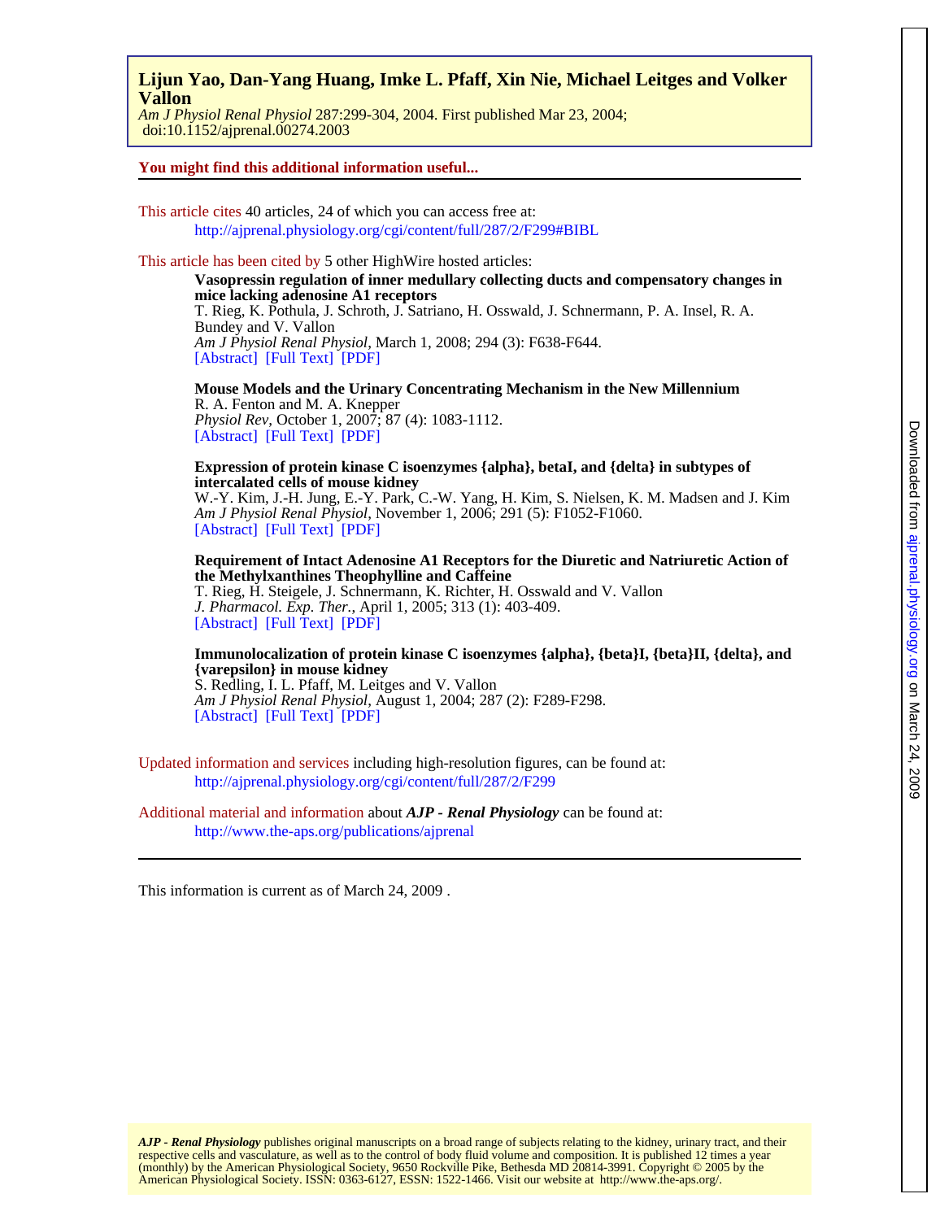**Lijun Yao, Dan-Yang Huang, Imke L. Pfaff, Xin Nie, Michael Leitges and Volker Vallon**

*Am J Physiol Renal Physiol* 287:299-304, 2004. First published Mar 23, 2004;
doi:10.1152/ajprenal.00274.2003

**You might find this additional information useful...**

---

This article cites 40 articles, 24 of which you can access free at:
http://ajprenal.physiology.org/cgi/content/full/287/2/F299#BIBL

This article has been cited by 5 other HighWire hosted articles:

**Vasopressin regulation of inner medullary collecting ducts and compensatory changes in mice lacking adenosine A1 receptors**
T. Rieg, K. Pothula, J. Schroth, J. Satriano, H. Osswald, J. Schnermann, P. A. Insel, R. A. Bundey and V. Vallon
*Am J Physiol Renal Physiol*, March 1, 2008; 294 (3): F638-F644.
[Abstract] [Full Text] [PDF]

**Mouse Models and the Urinary Concentrating Mechanism in the New Millennium**
R. A. Fenton and M. A. Knepper
*Physiol Rev*, October 1, 2007; 87 (4): 1083-1112.
[Abstract] [Full Text] [PDF]

**Expression of protein kinase C isoenzymes {alpha}, betaI, and {delta} in subtypes of intercalated cells of mouse kidney**
W.-Y. Kim, J.-H. Jung, E.-Y. Park, C.-W. Yang, H. Kim, S. Nielsen, K. M. Madsen and J. Kim
*Am J Physiol Renal Physiol*, November 1, 2006; 291 (5): F1052-F1060.
[Abstract] [Full Text] [PDF]

**Requirement of Intact Adenosine A1 Receptors for the Diuretic and Natriuretic Action of the Methylxanthines Theophylline and Caffeine**
T. Rieg, H. Steigele, J. Schnermann, K. Richter, H. Osswald and V. Vallon
*J. Pharmacol. Exp. Ther.*, April 1, 2005; 313 (1): 403-409.
[Abstract] [Full Text] [PDF]

**Immunolocalization of protein kinase C isoenzymes {alpha}, {beta}I, {beta}II, {delta}, and {varepsilon} in mouse kidney**
S. Redling, I. L. Pfaff, M. Leitges and V. Vallon
*Am J Physiol Renal Physiol*, August 1, 2004; 287 (2): F289-F298.
[Abstract] [Full Text] [PDF]

Updated information and services including high-resolution figures, can be found at:
http://ajprenal.physiology.org/cgi/content/full/287/2/F299

Additional material and information about ***AJP - Renal Physiology*** can be found at:
http://www.the-aps.org/publications/ajprenal

---

This information is current as of March 24, 2009 .

***AJP - Renal Physiology*** publishes original manuscripts on a broad range of subjects relating to the kidney, urinary tract, and their respective cells and vasculature, as well as to the control of body fluid volume and composition. It is published 12 times a year (monthly) by the American Physiological Society, 9650 Rockville Pike, Bethesda MD 20814-3991. Copyright © 2005 by the American Physiological Society. ISSN: 0363-6127, ESSN: 1522-1466. Visit our website at http://www.the-aps.org/.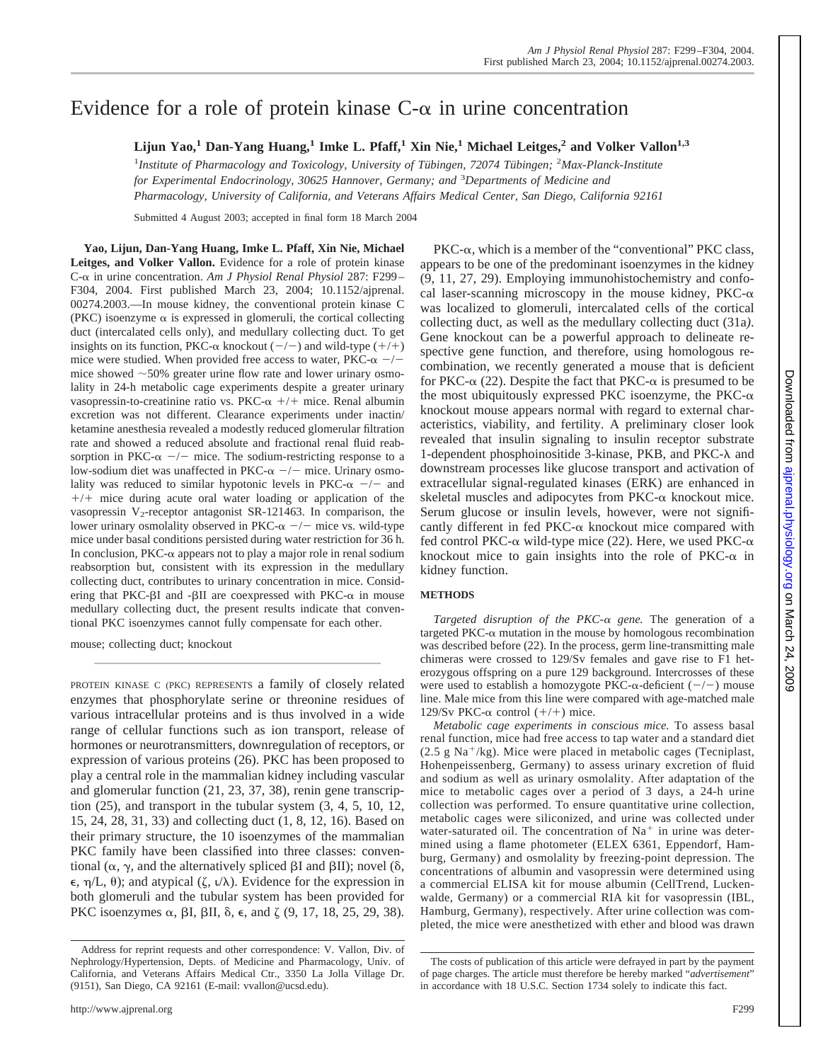# Evidence for a role of protein kinase C-α in urine concentration

**Lijun Yao,[1] Dan-Yang Huang,[1] Imke L. Pfaff,[1] Xin Nie,[1] Michael Leitges,[2] and Volker Vallon[1,3]**

[1]*Institute of Pharmacology and Toxicology, University of Tübingen, 72074 Tübingen;* [2]*Max-Planck-Institute for Experimental Endocrinology, 30625 Hannover, Germany; and* [3]*Departments of Medicine and Pharmacology, University of California, and Veterans Affairs Medical Center, San Diego, California 92161*

Submitted 4 August 2003; accepted in final form 18 March 2004

**Yao, Lijun, Dan-Yang Huang, Imke L. Pfaff, Xin Nie, Michael Leitges, and Volker Vallon.** Evidence for a role of protein kinase C-α in urine concentration. *Am J Physiol Renal Physiol* 287: F299–F304, 2004. First published March 23, 2004; 10.1152/ajprenal.00274.2003.—In mouse kidney, the conventional protein kinase C (PKC) isoenzyme α is expressed in glomeruli, the cortical collecting duct (intercalated cells only), and medullary collecting duct. To get insights on its function, PKC-α knockout (−/−) and wild-type (+/+) mice were studied. When provided free access to water, PKC-α −/− mice showed ~50% greater urine flow rate and lower urinary osmolality in 24-h metabolic cage experiments despite a greater urinary vasopressin-to-creatinine ratio vs. PKC-α +/+ mice. Renal albumin excretion was not different. Clearance experiments under inactin/ketamine anesthesia revealed a modestly reduced glomerular filtration rate and showed a reduced absolute and fractional renal fluid reabsorption in PKC-α −/− mice. The sodium-restricting response to a low-sodium diet was unaffected in PKC-α −/− mice. Urinary osmolality was reduced to similar hypotonic levels in PKC-α −/− and +/+ mice during acute oral water loading or application of the vasopressin $V_2$-receptor antagonist SR-121463. In comparison, the lower urinary osmolality observed in PKC-α −/− mice vs. wild-type mice under basal conditions persisted during water restriction for 36 h. In conclusion, PKC-α appears not to play a major role in renal sodium reabsorption but, consistent with its expression in the medullary collecting duct, contributes to urinary concentration in mice. Considering that PKC-βI and -βII are coexpressed with PKC-α in mouse medullary collecting duct, the present results indicate that conventional PKC isoenzymes cannot fully compensate for each other.

mouse; collecting duct; knockout

PROTEIN KINASE C (PKC) REPRESENTS a family of closely related enzymes that phosphorylate serine or threonine residues of various intracellular proteins and is thus involved in a wide range of cellular functions such as ion transport, release of hormones or neurotransmitters, downregulation of receptors, or expression of various proteins (26). PKC has been proposed to play a central role in the mammalian kidney including vascular and glomerular function (21, 23, 37, 38), renin gene transcription (25), and transport in the tubular system (3, 4, 5, 10, 12, 15, 24, 28, 31, 33) and collecting duct (1, 8, 12, 16). Based on their primary structure, the 10 isoenzymes of the mammalian PKC family have been classified into three classes: conventional (α, γ, and the alternatively spliced βI and βII); novel (δ, ϵ, η/L, θ); and atypical (ζ, ι/λ). Evidence for the expression in both glomeruli and the tubular system has been provided for PKC isoenzymes α, βI, βII, δ, ϵ, and ζ (9, 17, 18, 25, 29, 38).

PKC-α, which is a member of the "conventional" PKC class, appears to be one of the predominant isoenzymes in the kidney (9, 11, 27, 29). Employing immunohistochemistry and confocal laser-scanning microscopy in the mouse kidney, PKC-α was localized to glomeruli, intercalated cells of the cortical collecting duct, as well as the medullary collecting duct (31a). Gene knockout can be a powerful approach to delineate respective gene function, and therefore, using homologous recombination, we recently generated a mouse that is deficient for PKC-α (22). Despite the fact that PKC-α is presumed to be the most ubiquitously expressed PKC isoenzyme, the PKC-α knockout mouse appears normal with regard to external characteristics, viability, and fertility. A preliminary closer look revealed that insulin signaling to insulin receptor substrate 1-dependent phosphoinositide 3-kinase, PKB, and PKC-λ and downstream processes like glucose transport and activation of extracellular signal-regulated kinases (ERK) are enhanced in skeletal muscles and adipocytes from PKC-α knockout mice. Serum glucose or insulin levels, however, were not significantly different in fed PKC-α knockout mice compared with fed control PKC-α wild-type mice (22). Here, we used PKC-α knockout mice to gain insights into the role of PKC-α in kidney function.

## METHODS

*Targeted disruption of the PKC-α gene.* The generation of a targeted PKC-α mutation in the mouse by homologous recombination was described before (22). In the process, germ line-transmitting male chimeras were crossed to 129/Sv females and gave rise to F1 heterozygous offspring on a pure 129 background. Intercrosses of these were used to establish a homozygote PKC-α-deficient (−/−) mouse line. Male mice from this line were compared with age-matched male 129/Sv PKC-α control (+/+) mice.

*Metabolic cage experiments in conscious mice.* To assess basal renal function, mice had free access to tap water and a standard diet (2.5 g $Na^+$/kg). Mice were placed in metabolic cages (Tecniplast, Hohenpeissenberg, Germany) to assess urinary excretion of fluid and sodium as well as urinary osmolality. After adaptation of the mice to metabolic cages over a period of 3 days, a 24-h urine collection was performed. To ensure quantitative urine collection, metabolic cages were siliconized, and urine was collected under water-saturated oil. The concentration of $Na^+$ in urine was determined using a flame photometer (ELEX 6361, Eppendorf, Hamburg, Germany) and osmolality by freezing-point depression. The concentrations of albumin and vasopressin were determined using a commercial ELISA kit for mouse albumin (CellTrend, Luckenwalde, Germany) or a commercial RIA kit for vasopressin (IBL, Hamburg, Germany), respectively. After urine collection was completed, the mice were anesthetized with ether and blood was drawn

Address for reprint requests and other correspondence: V. Vallon, Div. of Nephrology/Hypertension, Depts. of Medicine and Pharmacology, Univ. of California, and Veterans Affairs Medical Ctr., 3350 La Jolla Village Dr. (9151), San Diego, CA 92161 (E-mail: vvallon@ucsd.edu).

The costs of publication of this article were defrayed in part by the payment of page charges. The article must therefore be hereby marked "*advertisement*" in accordance with 18 U.S.C. Section 1734 solely to indicate this fact.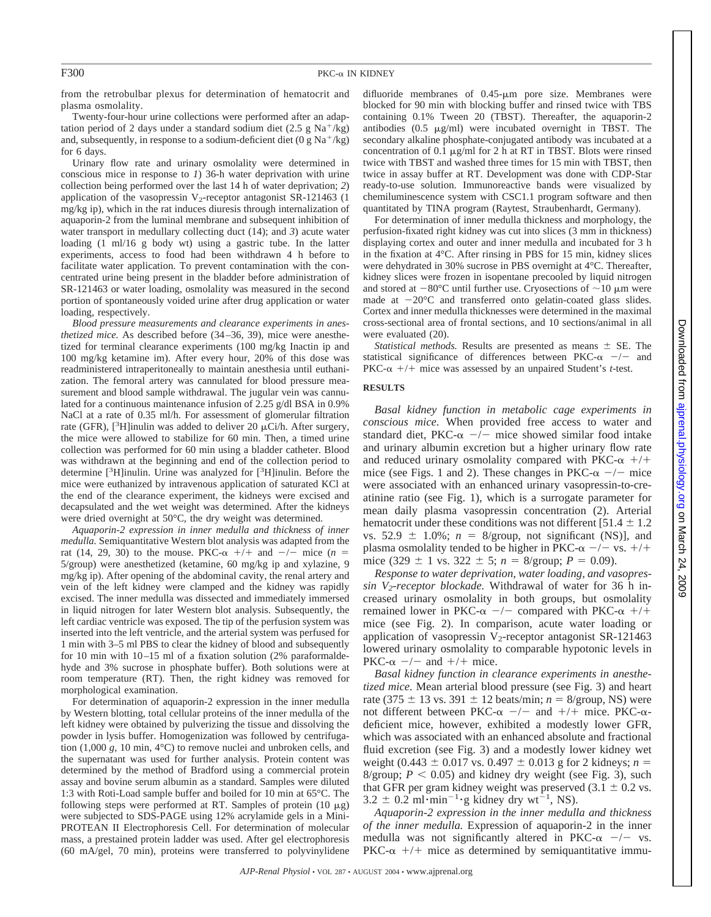from the retrobulbar plexus for determination of hematocrit and plasma osmolality.

Twenty-four-hour urine collections were performed after an adaptation period of 2 days under a standard sodium diet (2.5 g $Na^+$/kg) and, subsequently, in response to a sodium-deficient diet (0 g $Na^+$/kg) for 6 days.

Urinary flow rate and urinary osmolality were determined in conscious mice in response to *1*) 36-h water deprivation with urine collection being performed over the last 14 h of water deprivation; *2*) application of the vasopressin $V_2$-receptor antagonist SR-121463 (1 mg/kg ip), which in the rat induces diuresis through internalization of aquaporin-2 from the luminal membrane and subsequent inhibition of water transport in medullary collecting duct (14); and *3*) acute water loading (1 ml/16 g body wt) using a gastric tube. In the latter experiments, access to food had been withdrawn 4 h before to facilitate water application. To prevent contamination with the concentrated urine being present in the bladder before administration of SR-121463 or water loading, osmolality was measured in the second portion of spontaneously voided urine after drug application or water loading, respectively.

*Blood pressure measurements and clearance experiments in anesthetized mice.* As described before (34–36, 39), mice were anesthetized for terminal clearance experiments (100 mg/kg Inactin ip and 100 mg/kg ketamine im). After every hour, 20% of this dose was readministered intraperitoneally to maintain anesthesia until euthanization. The femoral artery was cannulated for blood pressure measurement and blood sample withdrawal. The jugular vein was cannulated for a continuous maintenance infusion of 2.25 g/dl BSA in 0.9% NaCl at a rate of 0.35 ml/h. For assessment of glomerular filtration rate (GFR), [$^3$H]inulin was added to deliver 20 μCi/h. After surgery, the mice were allowed to stabilize for 60 min. Then, a timed urine collection was performed for 60 min using a bladder catheter. Blood was withdrawn at the beginning and end of the collection period to determine [$^3$H]inulin. Urine was analyzed for [$^3$H]inulin. Before the mice were euthanized by intravenous application of saturated KCl at the end of the clearance experiment, the kidneys were excised and decapsulated and the wet weight was determined. After the kidneys were dried overnight at 50°C, the dry weight was determined.

*Aquaporin-2 expression in inner medulla and thickness of inner medulla.* Semiquantitative Western blot analysis was adapted from the rat (14, 29, 30) to the mouse. PKC-α +/+ and −/− mice ($n$ = 5/group) were anesthetized (ketamine, 60 mg/kg ip and xylazine, 9 mg/kg ip). After opening of the abdominal cavity, the renal artery and vein of the left kidney were clamped and the kidney was rapidly excised. The inner medulla was dissected and immediately immersed in liquid nitrogen for later Western blot analysis. Subsequently, the left cardiac ventricle was exposed. The tip of the perfusion system was inserted into the left ventricle, and the arterial system was perfused for 1 min with 3–5 ml PBS to clear the kidney of blood and subsequently for 10 min with 10–15 ml of a fixation solution (2% paraformaldehyde and 3% sucrose in phosphate buffer). Both solutions were at room temperature (RT). Then, the right kidney was removed for morphological examination.

For determination of aquaporin-2 expression in the inner medulla by Western blotting, total cellular proteins of the inner medulla of the left kidney were obtained by pulverizing the tissue and dissolving the powder in lysis buffer. Homogenization was followed by centrifugation (1,000 *g*, 10 min, 4°C) to remove nuclei and unbroken cells, and the supernatant was used for further analysis. Protein content was determined by the method of Bradford using a commercial protein assay and bovine serum albumin as a standard. Samples were diluted 1:3 with Roti-Load sample buffer and boiled for 10 min at 65°C. The following steps were performed at RT. Samples of protein (10 μg) were subjected to SDS-PAGE using 12% acrylamide gels in a Mini-PROTEAN II Electrophoresis Cell. For determination of molecular mass, a prestained protein ladder was used. After gel electrophoresis (60 mA/gel, 70 min), proteins were transferred to polyvinylidene difluoride membranes of 0.45-μm pore size. Membranes were blocked for 90 min with blocking buffer and rinsed twice with TBS containing 0.1% Tween 20 (TBST). Thereafter, the aquaporin-2 antibodies (0.5 μg/ml) were incubated overnight in TBST. The secondary alkaline phosphate-conjugated antibody was incubated at a concentration of 0.1 μg/ml for 2 h at RT in TBST. Blots were rinsed twice with TBST and washed three times for 15 min with TBST, then twice in assay buffer at RT. Development was done with CDP-Star ready-to-use solution. Immunoreactive bands were visualized by chemiluminescence system with CSC1.1 program software and then quantitated by TINA program (Raytest, Straubenhardt, Germany).

For determination of inner medulla thickness and morphology, the perfusion-fixated right kidney was cut into slices (3 mm in thickness) displaying cortex and outer and inner medulla and incubated for 3 h in the fixation at 4°C. After rinsing in PBS for 15 min, kidney slices were dehydrated in 30% sucrose in PBS overnight at 4°C. Thereafter, kidney slices were frozen in isopentane precooled by liquid nitrogen and stored at −80°C until further use. Cryosections of ~10 μm were made at −20°C and transferred onto gelatin-coated glass slides. Cortex and inner medulla thicknesses were determined in the maximal cross-sectional area of frontal sections, and 10 sections/animal in all were evaluated (20).

*Statistical methods.* Results are presented as means ± SE. The statistical significance of differences between PKC-α −/− and PKC-α +/+ mice was assessed by an unpaired Student's *t*-test.

## RESULTS

*Basal kidney function in metabolic cage experiments in conscious mice.* When provided free access to water and standard diet, PKC-α −/− mice showed similar food intake and urinary albumin excretion but a higher urinary flow rate and reduced urinary osmolality compared with PKC-α +/+ mice (see Figs. 1 and 2). These changes in PKC-α −/− mice were associated with an enhanced urinary vasopressin-to-creatinine ratio (see Fig. 1), which is a surrogate parameter for mean daily plasma vasopressin concentration (2). Arterial hematocrit under these conditions was not different [51.4 ± 1.2 vs. 52.9 ± 1.0%; $n$ = 8/group, not significant (NS)], and plasma osmolality tended to be higher in PKC-α −/− vs. +/+ mice (329 ± 1 vs. 322 ± 5; $n$ = 8/group; $P$ = 0.09).

*Response to water deprivation, water loading, and vasopressin $V_2$-receptor blockade.* Withdrawal of water for 36 h increased urinary osmolality in both groups, but osmolality remained lower in PKC-α −/− compared with PKC-α +/+ mice (see Fig. 2). In comparison, acute water loading or application of vasopressin $V_2$-receptor antagonist SR-121463 lowered urinary osmolality to comparable hypotonic levels in PKC-α −/− and +/+ mice.

*Basal kidney function in clearance experiments in anesthetized mice.* Mean arterial blood pressure (see Fig. 3) and heart rate (375 ± 13 vs. 391 ± 12 beats/min; $n$ = 8/group, NS) were not different between PKC-α −/− and +/+ mice. PKC-α-deficient mice, however, exhibited a modestly lower GFR, which was associated with an enhanced absolute and fractional fluid excretion (see Fig. 3) and a modestly lower kidney wet weight (0.443 ± 0.017 vs. 0.497 ± 0.013 g for 2 kidneys; $n$ = 8/group; $P < 0.05$) and kidney dry weight (see Fig. 3), such that GFR per gram kidney weight was preserved (3.1 ± 0.2 vs. 3.2 ± 0.2 ml·min$^{-1}$·g kidney dry wt$^{-1}$, NS).

*Aquaporin-2 expression in the inner medulla and thickness of the inner medulla.* Expression of aquaporin-2 in the inner medulla was not significantly altered in PKC-α −/− vs. PKC-α +/+ mice as determined by semiquantitative immu-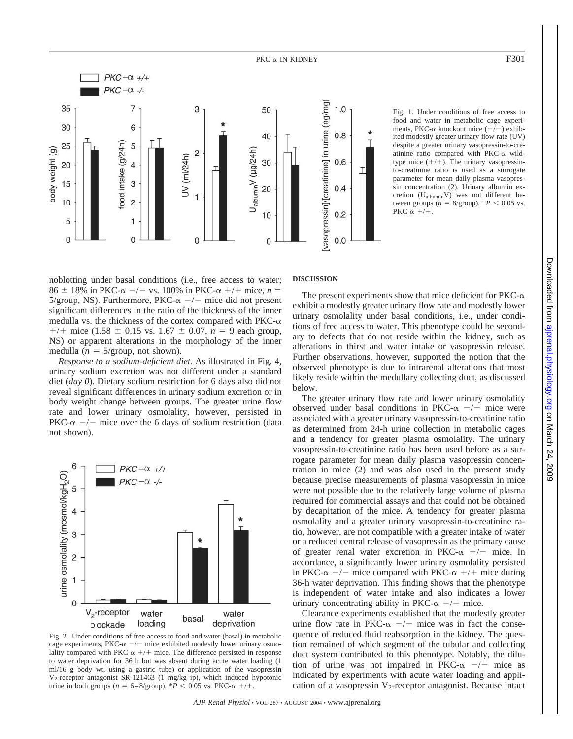Fig. 1. Under conditions of free access to food and water in metabolic cage experiments, PKC-α knockout mice (−/−) exhibited modestly greater urinary flow rate (UV) despite a greater urinary vasopressin-to-creatinine ratio compared with PKC-α wild-type mice (+/+). The urinary vasopressin-to-creatinine ratio is used as a surrogate parameter for mean daily plasma vasopressin concentration (2). Urinary albumin excretion ($U_{albumin}V$) was not different between groups ($n$ = 8/group). $*P < 0.05$ vs. PKC-α +/+.

noblotting under basal conditions (i.e., free access to water; 86 ± 18% in PKC-α −/− vs. 100% in PKC-α +/+ mice, $n$ = 5/group, NS). Furthermore, PKC-α −/− mice did not present significant differences in the ratio of the thickness of the inner medulla vs. the thickness of the cortex compared with PKC-α +/+ mice (1.58 ± 0.15 vs. 1.67 ± 0.07, $n$ = 9 each group, NS) or apparent alterations in the morphology of the inner medulla ($n$ = 5/group, not shown).

*Response to a sodium-deficient diet.* As illustrated in Fig. 4, urinary sodium excretion was not different under a standard diet (*day 0*). Dietary sodium restriction for 6 days also did not reveal significant differences in urinary sodium excretion or in body weight change between groups. The greater urine flow rate and lower urinary osmolality, however, persisted in PKC-α −/− mice over the 6 days of sodium restriction (data not shown).

Fig. 2. Under conditions of free access to food and water (basal) in metabolic cage experiments, PKC-α −/− mice exhibited modestly lower urinary osmolality compared with PKC-α +/+ mice. The difference persisted in response to water deprivation for 36 h but was absent during acute water loading (1 ml/16 g body wt, using a gastric tube) or application of the vasopressin $V_2$-receptor antagonist SR-121463 (1 mg/kg ip), which induced hypotonic urine in both groups ($n$ = 6–8/group). $*P < 0.05$ vs. PKC-α +/+.

## DISCUSSION

The present experiments show that mice deficient for PKC-α exhibit a modestly greater urinary flow rate and modestly lower urinary osmolality under basal conditions, i.e., under conditions of free access to water. This phenotype could be secondary to defects that do not reside within the kidney, such as alterations in thirst and water intake or vasopressin release. Further observations, however, supported the notion that the observed phenotype is due to intrarenal alterations that most likely reside within the medullary collecting duct, as discussed below.

The greater urinary flow rate and lower urinary osmolality observed under basal conditions in PKC-α −/− mice were associated with a greater urinary vasopressin-to-creatinine ratio as determined from 24-h urine collection in metabolic cages and a tendency for greater plasma osmolality. The urinary vasopressin-to-creatinine ratio has been used before as a surrogate parameter for mean daily plasma vasopressin concentration in mice (2) and was also used in the present study because precise measurements of plasma vasopressin in mice were not possible due to the relatively large volume of plasma required for commercial assays and that could not be obtained by decapitation of the mice. A tendency for greater plasma osmolality and a greater urinary vasopressin-to-creatinine ratio, however, are not compatible with a greater intake of water or a reduced central release of vasopressin as the primary cause of greater renal water excretion in PKC-α −/− mice. In accordance, a significantly lower urinary osmolality persisted in PKC-α −/− mice compared with PKC-α +/+ mice during 36-h water deprivation. This finding shows that the phenotype is independent of water intake and also indicates a lower urinary concentrating ability in PKC-α −/− mice.

Clearance experiments established that the modestly greater urine flow rate in PKC-α −/− mice was in fact the consequence of reduced fluid reabsorption in the kidney. The question remained of which segment of the tubular and collecting duct system contributed to this phenotype. Notably, the dilution of urine was not impaired in PKC-α −/− mice as indicated by experiments with acute water loading and application of a vasopressin $V_2$-receptor antagonist. Because intact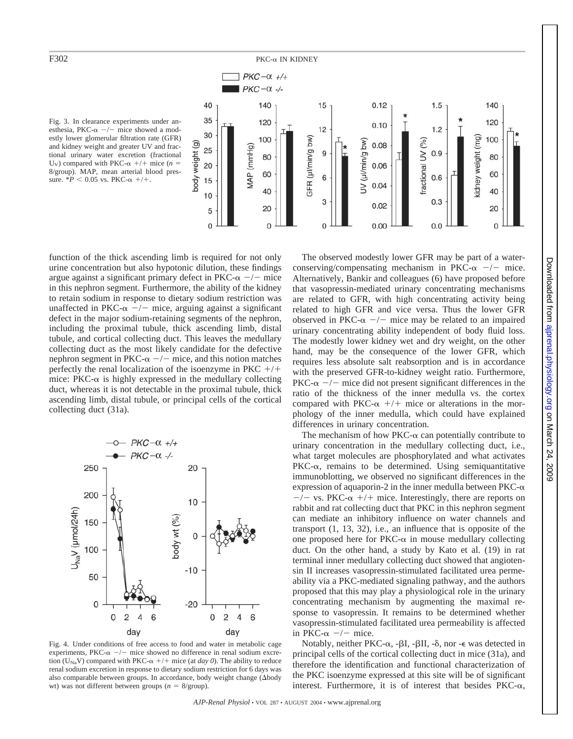Fig. 3. In clearance experiments under anesthesia, PKC-α −/− mice showed a modestly lower glomerular filtration rate (GFR) and kidney weight and greater UV and fractional urinary water excretion (fractional $U_V$) compared with PKC-α +/+ mice ($n$ = 8/group). MAP, mean arterial blood pressure. *$P < 0.05$ vs. PKC-α +/+.

function of the thick ascending limb is required for not only urine concentration but also hypotonic dilution, these findings argue against a significant primary defect in PKC-α −/− mice in this nephron segment. Furthermore, the ability of the kidney to retain sodium in response to dietary sodium restriction was unaffected in PKC-α −/− mice, arguing against a significant defect in the major sodium-retaining segments of the nephron, including the proximal tubule, thick ascending limb, distal tubule, and cortical collecting duct. This leaves the medullary collecting duct as the most likely candidate for the defective nephron segment in PKC-α −/− mice, and this notion matches perfectly the renal localization of the isoenzyme in PKC +/+ mice: PKC-α is highly expressed in the medullary collecting duct, whereas it is not detectable in the proximal tubule, thick ascending limb, distal tubule, or principal cells of the cortical collecting duct (31a).

Fig. 4. Under conditions of free access to food and water in metabolic cage experiments, PKC-α −/− mice showed no difference in renal sodium excretion ($U_{Na}V$) compared with PKC-α +/+ mice (at *day 0*). The ability to reduce renal sodium excretion in response to dietary sodium restriction for 6 days was also comparable between groups. In accordance, body weight change (Δbody wt) was not different between groups ($n$ = 8/group).

The observed modestly lower GFR may be part of a water-conserving/compensating mechanism in PKC-α −/− mice. Alternatively, Bankir and colleagues (6) have proposed before that vasopressin-mediated urinary concentrating mechanisms are related to GFR, with high concentrating activity being related to high GFR and vice versa. Thus the lower GFR observed in PKC-α −/− mice may be related to an impaired urinary concentrating ability independent of body fluid loss. The modestly lower kidney wet and dry weight, on the other hand, may be the consequence of the lower GFR, which requires less absolute salt reabsorption and is in accordance with the preserved GFR-to-kidney weight ratio. Furthermore, PKC-α −/− mice did not present significant differences in the ratio of the thickness of the inner medulla vs. the cortex compared with PKC-α +/+ mice or alterations in the morphology of the inner medulla, which could have explained differences in urinary concentration.

The mechanism of how PKC-α can potentially contribute to urinary concentration in the medullary collecting duct, i.e., what target molecules are phosphorylated and what activates PKC-α, remains to be determined. Using semiquantitative immunoblotting, we observed no significant differences in the expression of aquaporin-2 in the inner medulla between PKC-α −/− vs. PKC-α +/+ mice. Interestingly, there are reports on rabbit and rat collecting duct that PKC in this nephron segment can mediate an inhibitory influence on water channels and transport (1, 13, 32), i.e., an influence that is opposite of the one proposed here for PKC-α in mouse medullary collecting duct. On the other hand, a study by Kato et al. (19) in rat terminal inner medullary collecting duct showed that angiotensin II increases vasopressin-stimulated facilitated urea permeability via a PKC-mediated signaling pathway, and the authors proposed that this may play a physiological role in the urinary concentrating mechanism by augmenting the maximal response to vasopressin. It remains to be determined whether vasopressin-stimulated facilitated urea permeability is affected in PKC-α −/− mice.

Notably, neither PKC-α, -βI, -βII, -δ, nor -ϵ was detected in principal cells of the cortical collecting duct in mice (31a), and therefore the identification and functional characterization of the PKC isoenzyme expressed at this site will be of significant interest. Furthermore, it is of interest that besides PKC-α,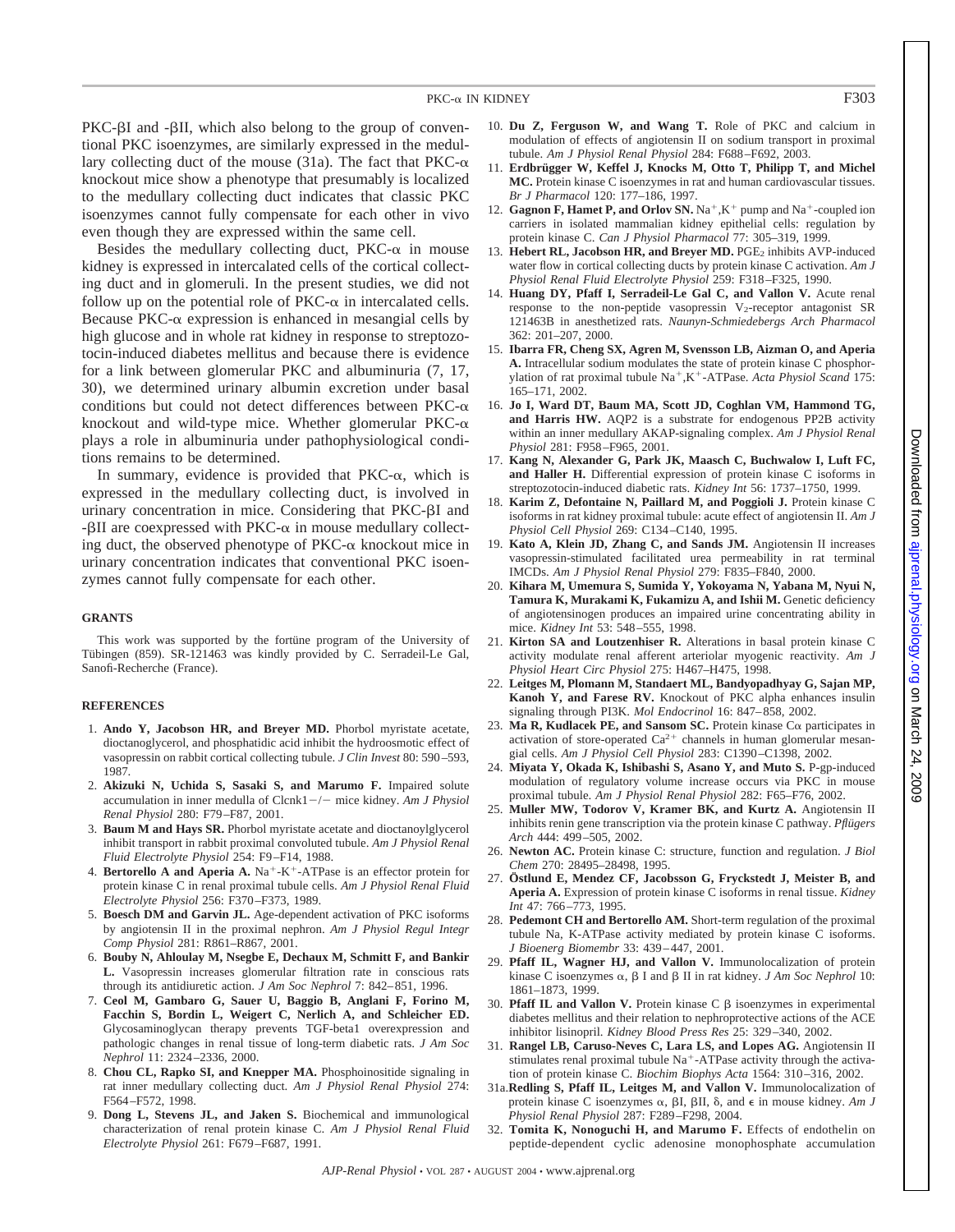PKC-βI and -βII, which also belong to the group of conventional PKC isoenzymes, are similarly expressed in the medullary collecting duct of the mouse (31a). The fact that PKC-α knockout mice show a phenotype that presumably is localized to the medullary collecting duct indicates that classic PKC isoenzymes cannot fully compensate for each other in vivo even though they are expressed within the same cell.

Besides the medullary collecting duct, PKC-α in mouse kidney is expressed in intercalated cells of the cortical collecting duct and in glomeruli. In the present studies, we did not follow up on the potential role of PKC-α in intercalated cells. Because PKC-α expression is enhanced in mesangial cells by high glucose and in whole rat kidney in response to streptozotocin-induced diabetes mellitus and because there is evidence for a link between glomerular PKC and albuminuria (7, 17, 30), we determined urinary albumin excretion under basal conditions but could not detect differences between PKC-α knockout and wild-type mice. Whether glomerular PKC-α plays a role in albuminuria under pathophysiological conditions remains to be determined.

In summary, evidence is provided that PKC-α, which is expressed in the medullary collecting duct, is involved in urinary concentration in mice. Considering that PKC-βI and -βII are coexpressed with PKC-α in mouse medullary collecting duct, the observed phenotype of PKC-α knockout mice in urinary concentration indicates that conventional PKC isoenzymes cannot fully compensate for each other.

## GRANTS

This work was supported by the fortüne program of the University of Tübingen (859). SR-121463 was kindly provided by C. Serradeil-Le Gal, Sanofi-Recherche (France).

## REFERENCES

1. **Ando Y, Jacobson HR, and Breyer MD.** Phorbol myristate acetate, dioctanoglycerol, and phosphatidic acid inhibit the hydroosmotic effect of vasopressin on rabbit cortical collecting tubule. *J Clin Invest* 80: 590–593, 1987.
2. **Akizuki N, Uchida S, Sasaki S, and Marumo F.** Impaired solute accumulation in inner medulla of Clcnk1−/− mice kidney. *Am J Physiol Renal Physiol* 280: F79–F87, 2001.
3. **Baum M and Hays SR.** Phorbol myristate acetate and dioctanoylglycerol inhibit transport in rabbit proximal convoluted tubule. *Am J Physiol Renal Fluid Electrolyte Physiol* 254: F9–F14, 1988.
4. **Bertorello A and Aperia A.** $Na^+$-$K^+$-ATPase is an effector protein for protein kinase C in renal proximal tubule cells. *Am J Physiol Renal Fluid Electrolyte Physiol* 256: F370–F373, 1989.
5. **Boesch DM and Garvin JL.** Age-dependent activation of PKC isoforms by angiotensin II in the proximal nephron. *Am J Physiol Regul Integr Comp Physiol* 281: R861–R867, 2001.
6. **Bouby N, Ahloulay M, Nsegbe E, Dechaux M, Schmitt F, and Bankir L.** Vasopressin increases glomerular filtration rate in conscious rats through its antidiuretic action. *J Am Soc Nephrol* 7: 842–851, 1996.
7. **Ceol M, Gambaro G, Sauer U, Baggio B, Anglani F, Forino M, Facchin S, Bordin L, Weigert C, Nerlich A, and Schleicher ED.** Glycosaminoglycan therapy prevents TGF-beta1 overexpression and pathologic changes in renal tissue of long-term diabetic rats. *J Am Soc Nephrol* 11: 2324–2336, 2000.
8. **Chou CL, Rapko SI, and Knepper MA.** Phosphoinositide signaling in rat inner medullary collecting duct. *Am J Physiol Renal Physiol* 274: F564–F572, 1998.
9. **Dong L, Stevens JL, and Jaken S.** Biochemical and immunological characterization of renal protein kinase C. *Am J Physiol Renal Fluid Electrolyte Physiol* 261: F679–F687, 1991.
10. **Du Z, Ferguson W, and Wang T.** Role of PKC and calcium in modulation of effects of angiotensin II on sodium transport in proximal tubule. *Am J Physiol Renal Physiol* 284: F688–F692, 2003.
11. **Erdbrügger W, Keffel J, Knocks M, Otto T, Philipp T, and Michel MC.** Protein kinase C isoenzymes in rat and human cardiovascular tissues. *Br J Pharmacol* 120: 177–186, 1997.
12. **Gagnon F, Hamet P, and Orlov SN.** $Na^+$,$K^+$ pump and $Na^+$-coupled ion carriers in isolated mammalian kidney epithelial cells: regulation by protein kinase C. *Can J Physiol Pharmacol* 77: 305–319, 1999.
13. **Hebert RL, Jacobson HR, and Breyer MD.** $PGE_2$ inhibits AVP-induced water flow in cortical collecting ducts by protein kinase C activation. *Am J Physiol Renal Fluid Electrolyte Physiol* 259: F318–F325, 1990.
14. **Huang DY, Pfaff I, Serradeil-Le Gal C, and Vallon V.** Acute renal response to the non-peptide vasopressin $V_2$-receptor antagonist SR 121463B in anesthetized rats. *Naunyn-Schmiedebergs Arch Pharmacol* 362: 201–207, 2000.
15. **Ibarra FR, Cheng SX, Agren M, Svensson LB, Aizman O, and Aperia A.** Intracellular sodium modulates the state of protein kinase C phosphorylation of rat proximal tubule $Na^+$,$K^+$-ATPase. *Acta Physiol Scand* 175: 165–171, 2002.
16. **Jo I, Ward DT, Baum MA, Scott JD, Coghlan VM, Hammond TG, and Harris HW.** AQP2 is a substrate for endogenous PP2B activity within an inner medullary AKAP-signaling complex. *Am J Physiol Renal Physiol* 281: F958–F965, 2001.
17. **Kang N, Alexander G, Park JK, Maasch C, Buchwalow I, Luft FC, and Haller H.** Differential expression of protein kinase C isoforms in streptozotocin-induced diabetic rats. *Kidney Int* 56: 1737–1750, 1999.
18. **Karim Z, Defontaine N, Paillard M, and Poggioli J.** Protein kinase C isoforms in rat kidney proximal tubule: acute effect of angiotensin II. *Am J Physiol Cell Physiol* 269: C134–C140, 1995.
19. **Kato A, Klein JD, Zhang C, and Sands JM.** Angiotensin II increases vasopressin-stimulated facilitated urea permeability in rat terminal IMCDs. *Am J Physiol Renal Physiol* 279: F835–F840, 2000.
20. **Kihara M, Umemura S, Sumida Y, Yokoyama N, Yabana M, Nyui N, Tamura K, Murakami K, Fukamizu A, and Ishii M.** Genetic deficiency of angiotensinogen produces an impaired urine concentrating ability in mice. *Kidney Int* 53: 548–555, 1998.
21. **Kirton SA and Loutzenhiser R.** Alterations in basal protein kinase C activity modulate renal afferent arteriolar myogenic reactivity. *Am J Physiol Heart Circ Physiol* 275: H467–H475, 1998.
22. **Leitges M, Plomann M, Standaert ML, Bandyopadhyay G, Sajan MP, Kanoh Y, and Farese RV.** Knockout of PKC alpha enhances insulin signaling through PI3K. *Mol Endocrinol* 16: 847–858, 2002.
23. **Ma R, Kudlacek PE, and Sansom SC.** Protein kinase Cα participates in activation of store-operated $Ca^{2+}$ channels in human glomerular mesangial cells. *Am J Physiol Cell Physiol* 283: C1390–C1398, 2002.
24. **Miyata Y, Okada K, Ishibashi S, Asano Y, and Muto S.** P-gp-induced modulation of regulatory volume increase occurs via PKC in mouse proximal tubule. *Am J Physiol Renal Physiol* 282: F65–F76, 2002.
25. **Muller MW, Todorov V, Kramer BK, and Kurtz A.** Angiotensin II inhibits renin gene transcription via the protein kinase C pathway. *Pflügers Arch* 444: 499–505, 2002.
26. **Newton AC.** Protein kinase C: structure, function and regulation. *J Biol Chem* 270: 28495–28498, 1995.
27. **Östlund E, Mendez CF, Jacobsson G, Fryckstedt J, Meister B, and Aperia A.** Expression of protein kinase C isoforms in renal tissue. *Kidney Int* 47: 766–773, 1995.
28. **Pedemont CH and Bertorello AM.** Short-term regulation of the proximal tubule Na, K-ATPase activity mediated by protein kinase C isoforms. *J Bioenerg Biomembr* 33: 439–447, 2001.
29. **Pfaff IL, Wagner HJ, and Vallon V.** Immunolocalization of protein kinase C isoenzymes α, β I and β II in rat kidney. *J Am Soc Nephrol* 10: 1861–1873, 1999.
30. **Pfaff IL and Vallon V.** Protein kinase C β isoenzymes in experimental diabetes mellitus and their relation to nephroprotective actions of the ACE inhibitor lisinopril. *Kidney Blood Press Res* 25: 329–340, 2002.
31. **Rangel LB, Caruso-Neves C, Lara LS, and Lopes AG.** Angiotensin II stimulates renal proximal tubule $Na^+$-ATPase activity through the activation of protein kinase C. *Biochim Biophys Acta* 1564: 310–316, 2002.

31a. **Redling S, Pfaff IL, Leitges M, and Vallon V.** Immunolocalization of protein kinase C isoenzymes α, βI, βII, δ, and ε in mouse kidney. *Am J Physiol Renal Physiol* 287: F289–F298, 2004.

32. **Tomita K, Nonoguchi H, and Marumo F.** Effects of endothelin on peptide-dependent cyclic adenosine monophosphate accumulation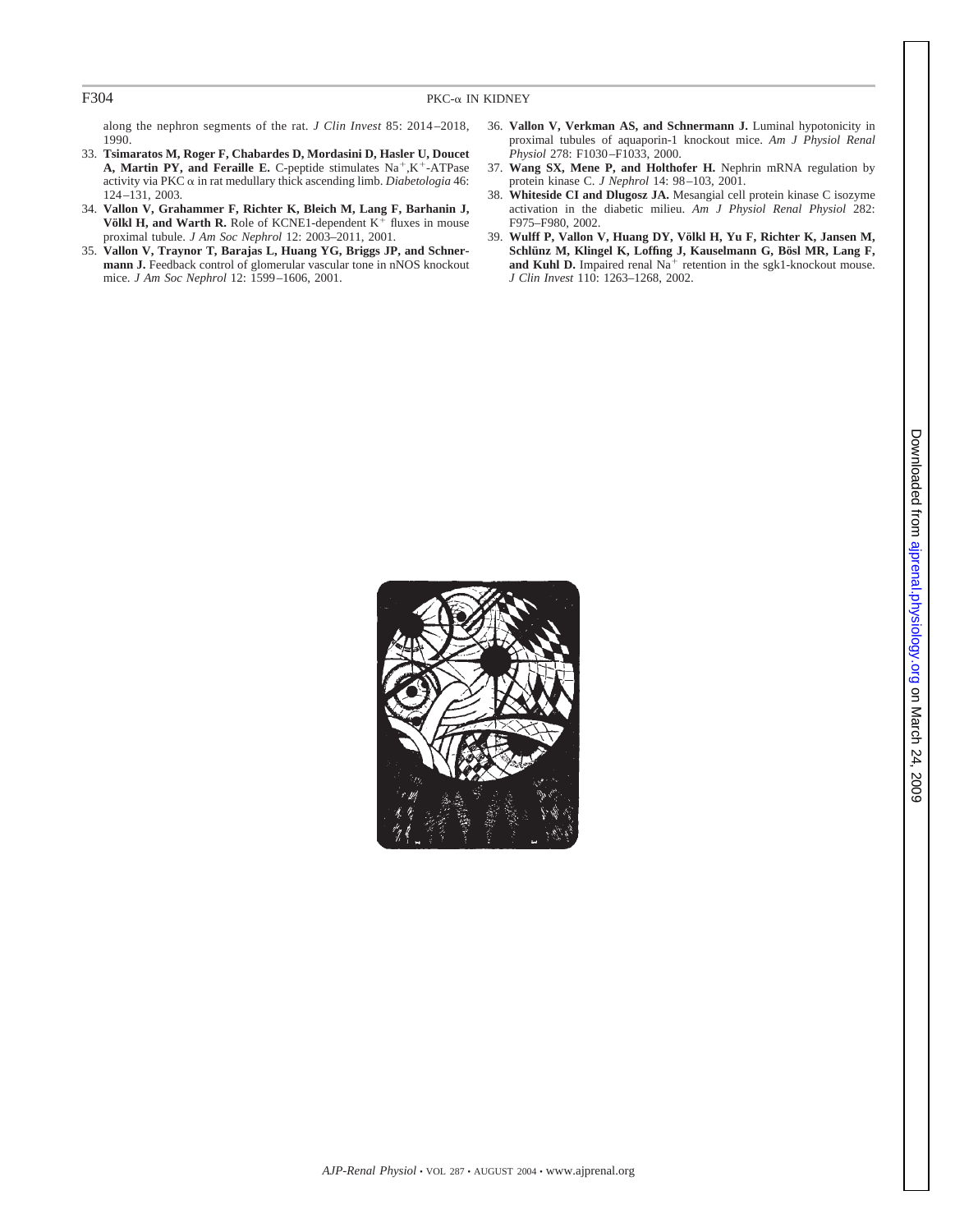along the nephron segments of the rat. *J Clin Invest* 85: 2014–2018, 1990.

33. **Tsimaratos M, Roger F, Chabardes D, Mordasini D, Hasler U, Doucet A, Martin PY, and Feraille E.** C-peptide stimulates $Na^+,K^+$-ATPase activity via PKC α in rat medullary thick ascending limb. *Diabetologia* 46: 124–131, 2003.
34. **Vallon V, Grahammer F, Richter K, Bleich M, Lang F, Barhanin J, Völkl H, and Warth R.** Role of KCNE1-dependent $K^+$ fluxes in mouse proximal tubule. *J Am Soc Nephrol* 12: 2003–2011, 2001.
35. **Vallon V, Traynor T, Barajas L, Huang YG, Briggs JP, and Schnermann J.** Feedback control of glomerular vascular tone in nNOS knockout mice. *J Am Soc Nephrol* 12: 1599–1606, 2001.
36. **Vallon V, Verkman AS, and Schnermann J.** Luminal hypotonicity in proximal tubules of aquaporin-1 knockout mice. *Am J Physiol Renal Physiol* 278: F1030–F1033, 2000.
37. **Wang SX, Mene P, and Holthofer H.** Nephrin mRNA regulation by protein kinase C. *J Nephrol* 14: 98–103, 2001.
38. **Whiteside CI and Dlugosz JA.** Mesangial cell protein kinase C isozyme activation in the diabetic milieu. *Am J Physiol Renal Physiol* 282: F975–F980, 2002.
39. **Wulff P, Vallon V, Huang DY, Völkl H, Yu F, Richter K, Jansen M, Schlünz M, Klingel K, Loffing J, Kauselmann G, Bösl MR, Lang F, and Kuhl D.** Impaired renal $Na^+$ retention in the sgk1-knockout mouse. *J Clin Invest* 110: 1263–1268, 2002.